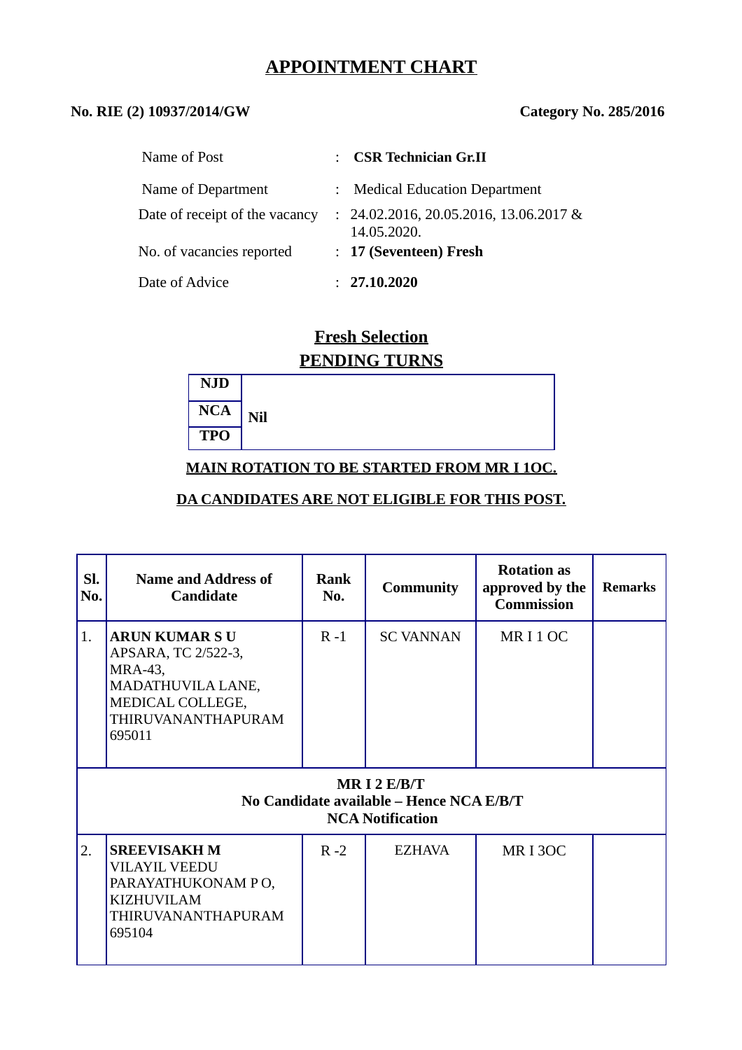# APPOINTMENT CHART

**No. RIE (2) 10937/2014/GW** **Category No. 285/2016**

| | | |
|---|---|---|
| Name of Post | : | **CSR Technician Gr.II** |
| Name of Department | : | Medical Education Department |
| Date of receipt of the vacancy | : | 24.02.2016, 20.05.2016, 13.06.2017 & 14.05.2020. |
| No. of vacancies reported | : | **17 (Seventeen) Fresh** |
| Date of Advice | : | **27.10.2020** |

## Fresh Selection

## PENDING TURNS

| | |
|---|---|
| **NJD** | **Nil** |
| **NCA** | |
| **TPO** | |

**MAIN ROTATION TO BE STARTED FROM MR I 1OC.**

**DA CANDIDATES ARE NOT ELIGIBLE FOR THIS POST.**

| Sl. No. | Name and Address of Candidate | Rank No. | Community | Rotation as approved by the Commission | Remarks |
|---|---|---|---|---|---|
| 1. | **ARUN KUMAR S U** APSARA, TC 2/522-3, MRA-43, MADATHUVILA LANE, MEDICAL COLLEGE, THIRUVANANTHAPURAM 695011 | R -1 | SC VANNAN | MR I 1 OC | |
| **MR I 2 E/B/T No Candidate available – Hence NCA E/B/T NCA Notification** | | | | | |
| 2. | **SREEVISAKH M** VILAYIL VEEDU PARAYATHUKONAM P O, KIZHUVILAM THIRUVANANTHAPURAM 695104 | R -2 | EZHAVA | MR I 3OC | |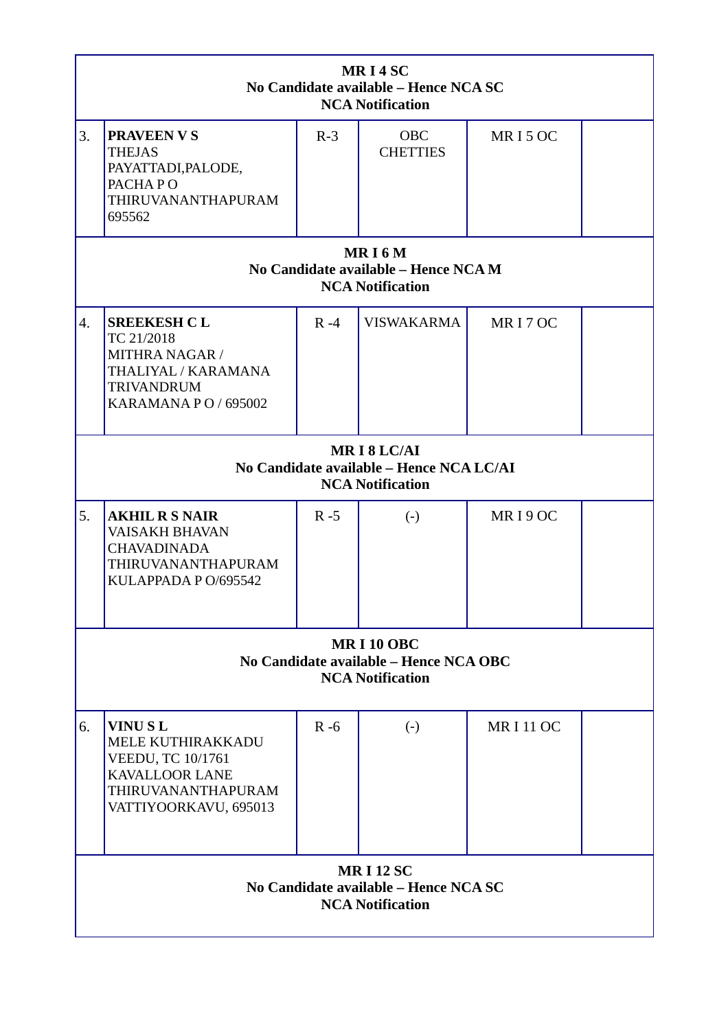| | | | | | |
|---|---|---|---|---|---|
| **MR I 4 SC**<br>**No Candidate available – Hence NCA SC**<br>**NCA Notification** | | | | | |
| 3. | **PRAVEEN V S**<br>THEJAS<br>PAYATTADI,PALODE,<br>PACHA P O<br>THIRUVANANTHAPURAM<br>695562 | R-3 | OBC<br>CHETTIES | MR I 5 OC | |
| **MR I 6 M**<br>**No Candidate available – Hence NCA M**<br>**NCA Notification** | | | | | |
| 4. | **SREEKESH C L**<br>TC 21/2018<br>MITHRA NAGAR /<br>THALIYAL / KARAMANA<br>TRIVANDRUM<br>KARAMANA P O / 695002 | R -4 | VISWAKARMA | MR I 7 OC | |
| **MR I 8 LC/AI**<br>**No Candidate available – Hence NCA LC/AI**<br>**NCA Notification** | | | | | |
| 5. | **AKHIL R S NAIR**<br>VAISAKH BHAVAN<br>CHAVADINADA<br>THIRUVANANTHAPURAM<br>KULAPPADA P O/695542 | R -5 | (-) | MR I 9 OC | |
| **MR I 10 OBC**<br>**No Candidate available – Hence NCA OBC**<br>**NCA Notification** | | | | | |
| 6. | **VINU S L**<br>MELE KUTHIRAKKADU<br>VEEDU, TC 10/1761<br>KAVALLOOR LANE<br>THIRUVANANTHAPURAM<br>VATTIYOORKAVU, 695013 | R -6 | (-) | MR I 11 OC | |
| **MR I 12 SC**<br>**No Candidate available – Hence NCA SC**<br>**NCA Notification** | | | | | |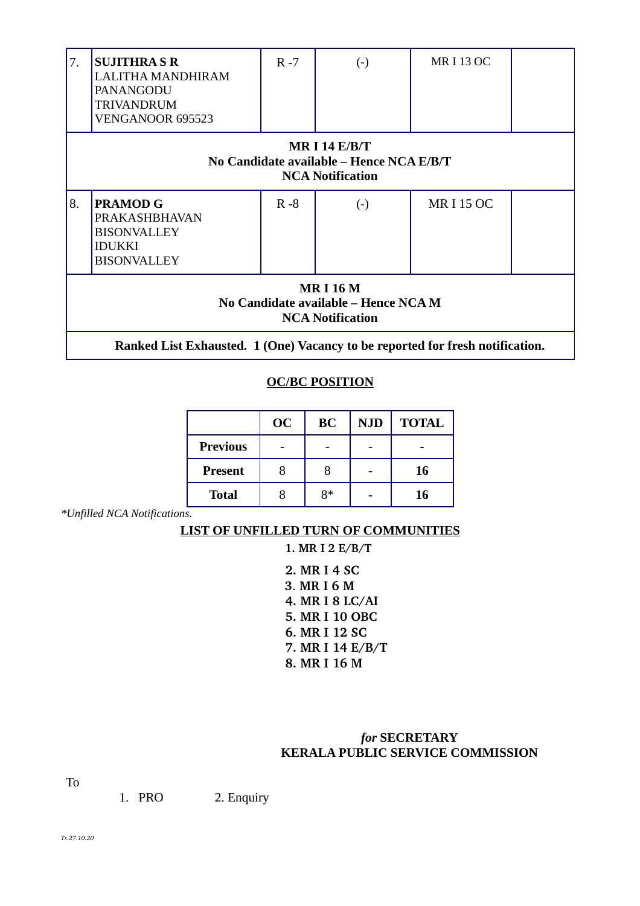| | | | | | |
|---|---|---|---|---|---|
| 7. | **SUJITHRA S R**<br>LALITHA MANDHIRAM<br>PANANGODU<br>TRIVANDRUM<br>VENGANOOR 695523 | R -7 | (-) | MR I 13 OC | |
| **MR I 14 E/B/T**<br>**No Candidate available – Hence NCA E/B/T**<br>**NCA Notification** | | | | | |
| 8. | **PRAMOD G**<br>PRAKASHBHAVAN<br>BISONVALLEY<br>IDUKKI<br>BISONVALLEY | R -8 | (-) | MR I 15 OC | |
| **MR I 16 M**<br>**No Candidate available – Hence NCA M**<br>**NCA Notification** | | | | | |
| **Ranked List Exhausted. 1 (One) Vacancy to be reported for fresh notification.** | | | | | |

**OC/BC POSITION**

| | OC | BC | NJD | TOTAL |
|---|---|---|---|---|
| **Previous** | - | - | - | - |
| **Present** | 8 | 8 | - | **16** |
| **Total** | 8 | 8* | - | **16** |

*\*Unfilled NCA Notifications.*

**LIST OF UNFILLED TURN OF COMMUNITIES**

1. MR I 2 E/B/T
2. MR I 4 SC
3. MR I 6 M
4. MR I 8 LC/AI
5. MR I 10 OBC
6. MR I 12 SC
7. MR I 14 E/B/T
8. MR I 16 M

***for*** **SECRETARY**
**KERALA PUBLIC SERVICE COMMISSION**

To

1. PRO 2. Enquiry

*Ts.27.10.20*